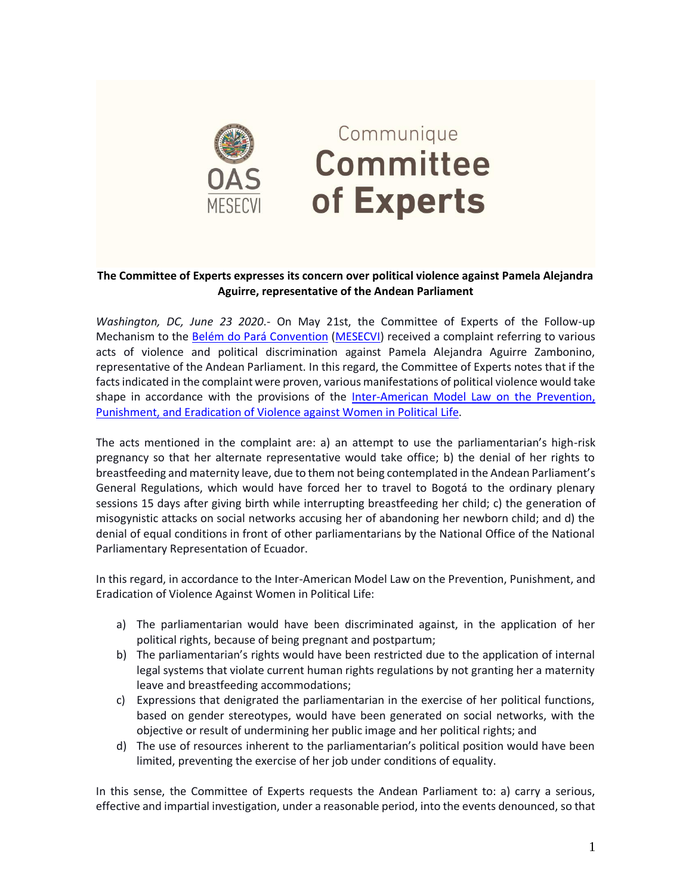Communique

# Committee of Experts

**The Committee of Experts expresses its concern over political violence against Pamela Alejandra Aguirre, representative of the Andean Parliament**

*Washington, DC, June 23 2020*.- On May 21st, the Committee of Experts of the Follow-up Mechanism to the Belém do Pará Convention (MESECVI) received a complaint referring to various acts of violence and political discrimination against Pamela Alejandra Aguirre Zambonino, representative of the Andean Parliament. In this regard, the Committee of Experts notes that if the facts indicated in the complaint were proven, various manifestations of political violence would take shape in accordance with the provisions of the Inter-American Model Law on the Prevention, Punishment, and Eradication of Violence against Women in Political Life.

The acts mentioned in the complaint are: a) an attempt to use the parliamentarian's high-risk pregnancy so that her alternate representative would take office; b) the denial of her rights to breastfeeding and maternity leave, due to them not being contemplated in the Andean Parliament's General Regulations, which would have forced her to travel to Bogotá to the ordinary plenary sessions 15 days after giving birth while interrupting breastfeeding her child; c) the generation of misogynistic attacks on social networks accusing her of abandoning her newborn child; and d) the denial of equal conditions in front of other parliamentarians by the National Office of the National Parliamentary Representation of Ecuador.

In this regard, in accordance to the Inter-American Model Law on the Prevention, Punishment, and Eradication of Violence Against Women in Political Life:

a) The parliamentarian would have been discriminated against, in the application of her political rights, because of being pregnant and postpartum;
b) The parliamentarian's rights would have been restricted due to the application of internal legal systems that violate current human rights regulations by not granting her a maternity leave and breastfeeding accommodations;
c) Expressions that denigrated the parliamentarian in the exercise of her political functions, based on gender stereotypes, would have been generated on social networks, with the objective or result of undermining her public image and her political rights; and
d) The use of resources inherent to the parliamentarian's political position would have been limited, preventing the exercise of her job under conditions of equality.

In this sense, the Committee of Experts requests the Andean Parliament to: a) carry a serious, effective and impartial investigation, under a reasonable period, into the events denounced, so that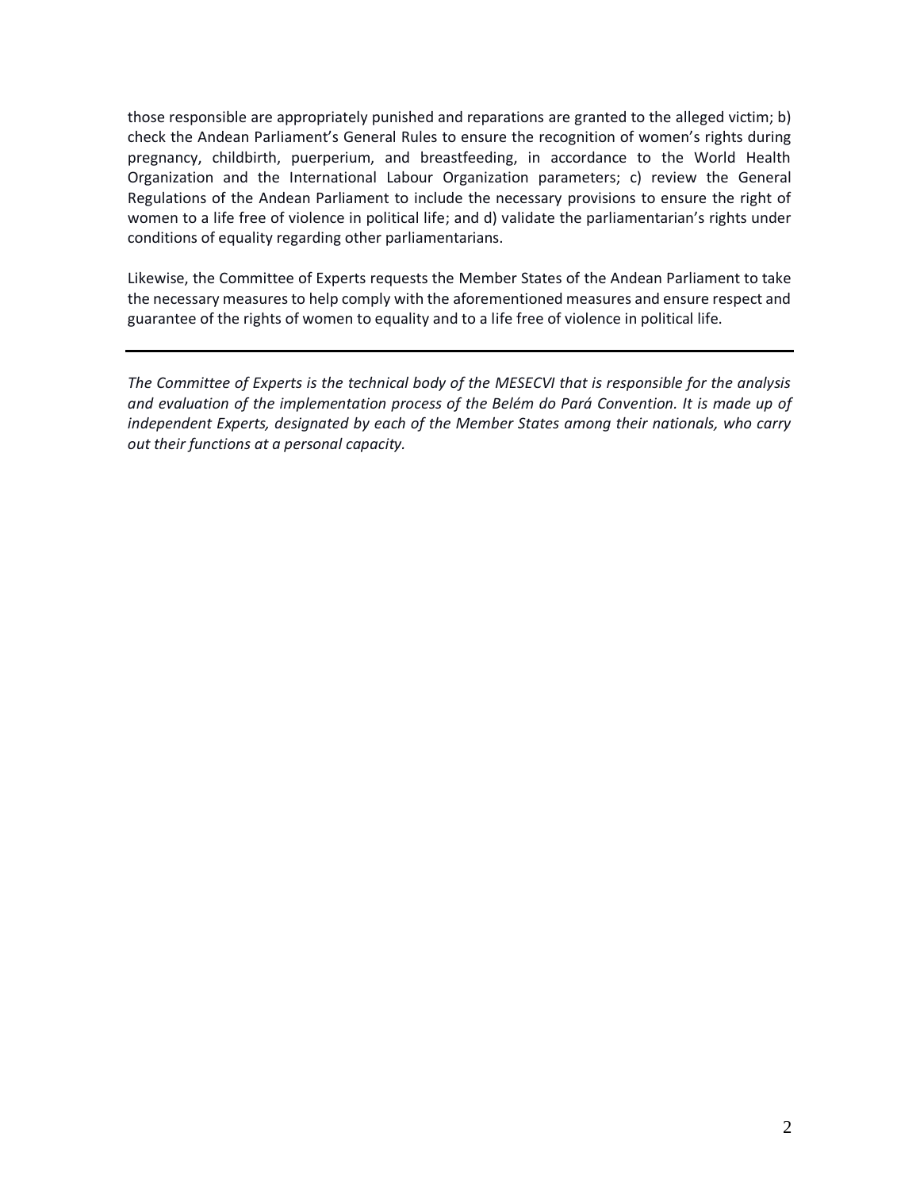those responsible are appropriately punished and reparations are granted to the alleged victim; b) check the Andean Parliament's General Rules to ensure the recognition of women's rights during pregnancy, childbirth, puerperium, and breastfeeding, in accordance to the World Health Organization and the International Labour Organization parameters; c) review the General Regulations of the Andean Parliament to include the necessary provisions to ensure the right of women to a life free of violence in political life; and d) validate the parliamentarian's rights under conditions of equality regarding other parliamentarians.

Likewise, the Committee of Experts requests the Member States of the Andean Parliament to take the necessary measures to help comply with the aforementioned measures and ensure respect and guarantee of the rights of women to equality and to a life free of violence in political life.

---

*The Committee of Experts is the technical body of the MESECVI that is responsible for the analysis and evaluation of the implementation process of the Belém do Pará Convention. It is made up of independent Experts, designated by each of the Member States among their nationals, who carry out their functions at a personal capacity.*